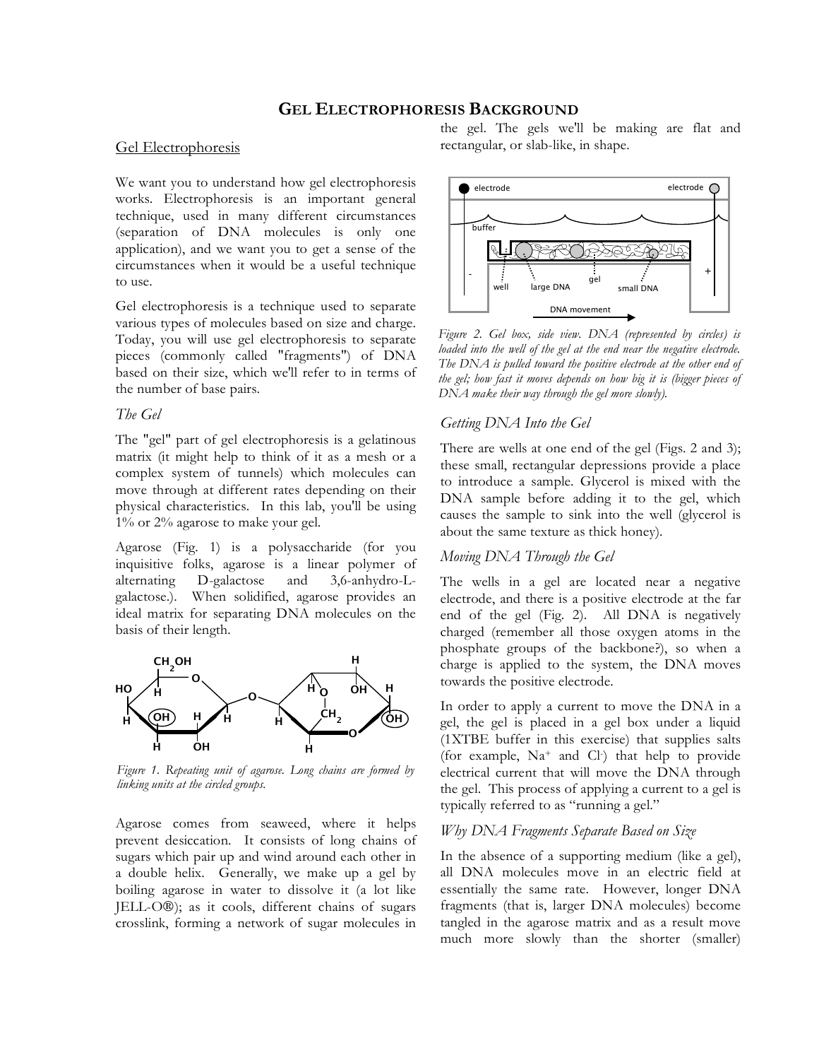# GEL ELECTROPHORESIS BACKGROUND

## Gel Electrophoresis

We want you to understand how gel electrophoresis works. Electrophoresis is an important general technique, used in many different circumstances (separation of DNA molecules is only one application), and we want you to get a sense of the circumstances when it would be a useful technique to use.

Gel electrophoresis is a technique used to separate various types of molecules based on size and charge. Today, you will use gel electrophoresis to separate pieces (commonly called "fragments") of DNA based on their size, which we'll refer to in terms of the number of base pairs.

### *The Gel*

The "gel" part of gel electrophoresis is a gelatinous matrix (it might help to think of it as a mesh or a complex system of tunnels) which molecules can move through at different rates depending on their physical characteristics. In this lab, you'll be using 1% or 2% agarose to make your gel.

Agarose (Fig. 1) is a polysaccharide (for you inquisitive folks, agarose is a linear polymer of alternating D-galactose and 3,6-anhydro-L-galactose.). When solidified, agarose provides an ideal matrix for separating DNA molecules on the basis of their length.

*Figure 1. Repeating unit of agarose. Long chains are formed by linking units at the circled groups.*

Agarose comes from seaweed, where it helps prevent desiccation. It consists of long chains of sugars which pair up and wind around each other in a double helix. Generally, we make up a gel by boiling agarose in water to dissolve it (a lot like JELL-O®); as it cools, different chains of sugars crosslink, forming a network of sugar molecules in the gel. The gels we'll be making are flat and rectangular, or slab-like, in shape.

*Figure 2. Gel box, side view. DNA (represented by circles) is loaded into the well of the gel at the end near the negative electrode. The DNA is pulled toward the positive electrode at the other end of the gel; how fast it moves depends on how big it is (bigger pieces of DNA make their way through the gel more slowly).*

### *Getting DNA Into the Gel*

There are wells at one end of the gel (Figs. 2 and 3); these small, rectangular depressions provide a place to introduce a sample. Glycerol is mixed with the DNA sample before adding it to the gel, which causes the sample to sink into the well (glycerol is about the same texture as thick honey).

### *Moving DNA Through the Gel*

The wells in a gel are located near a negative electrode, and there is a positive electrode at the far end of the gel (Fig. 2). All DNA is negatively charged (remember all those oxygen atoms in the phosphate groups of the backbone?), so when a charge is applied to the system, the DNA moves towards the positive electrode.

In order to apply a current to move the DNA in a gel, the gel is placed in a gel box under a liquid (1XTBE buffer in this exercise) that supplies salts (for example, $Na^+$ and $Cl^-$) that help to provide electrical current that will move the DNA through the gel. This process of applying a current to a gel is typically referred to as "running a gel."

### *Why DNA Fragments Separate Based on Size*

In the absence of a supporting medium (like a gel), all DNA molecules move in an electric field at essentially the same rate. However, longer DNA fragments (that is, larger DNA molecules) become tangled in the agarose matrix and as a result move much more slowly than the shorter (smaller)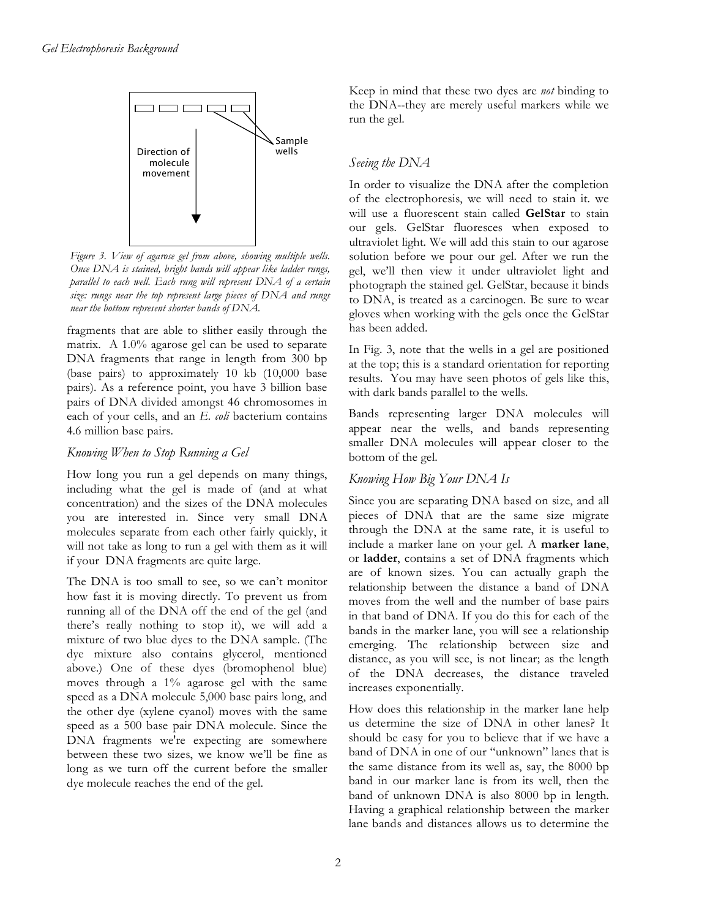Sample wells

Direction of molecule movement

*Figure 3. View of agarose gel from above, showing multiple wells. Once DNA is stained, bright bands will appear like ladder rungs, parallel to each well. Each rung will represent DNA of a certain size: rungs near the top represent large pieces of DNA and rungs near the bottom represent shorter bands of DNA.*

fragments that are able to slither easily through the matrix. A 1.0% agarose gel can be used to separate DNA fragments that range in length from 300 bp (base pairs) to approximately 10 kb (10,000 base pairs). As a reference point, you have 3 billion base pairs of DNA divided amongst 46 chromosomes in each of your cells, and an *E. coli* bacterium contains 4.6 million base pairs.

### *Knowing When to Stop Running a Gel*

How long you run a gel depends on many things, including what the gel is made of (and at what concentration) and the sizes of the DNA molecules you are interested in. Since very small DNA molecules separate from each other fairly quickly, it will not take as long to run a gel with them as it will if your DNA fragments are quite large.

The DNA is too small to see, so we can't monitor how fast it is moving directly. To prevent us from running all of the DNA off the end of the gel (and there's really nothing to stop it), we will add a mixture of two blue dyes to the DNA sample. (The dye mixture also contains glycerol, mentioned above.) One of these dyes (bromophenol blue) moves through a 1% agarose gel with the same speed as a DNA molecule 5,000 base pairs long, and the other dye (xylene cyanol) moves with the same speed as a 500 base pair DNA molecule. Since the DNA fragments we're expecting are somewhere between these two sizes, we know we'll be fine as long as we turn off the current before the smaller dye molecule reaches the end of the gel.

Keep in mind that these two dyes are *not* binding to the DNA--they are merely useful markers while we run the gel.

### *Seeing the DNA*

In order to visualize the DNA after the completion of the electrophoresis, we will need to stain it. we will use a fluorescent stain called **GelStar** to stain our gels. GelStar fluoresces when exposed to ultraviolet light. We will add this stain to our agarose solution before we pour our gel. After we run the gel, we'll then view it under ultraviolet light and photograph the stained gel. GelStar, because it binds to DNA, is treated as a carcinogen. Be sure to wear gloves when working with the gels once the GelStar has been added.

In Fig. 3, note that the wells in a gel are positioned at the top; this is a standard orientation for reporting results. You may have seen photos of gels like this, with dark bands parallel to the wells.

Bands representing larger DNA molecules will appear near the wells, and bands representing smaller DNA molecules will appear closer to the bottom of the gel.

### *Knowing How Big Your DNA Is*

Since you are separating DNA based on size, and all pieces of DNA that are the same size migrate through the DNA at the same rate, it is useful to include a marker lane on your gel. A **marker lane**, or **ladder**, contains a set of DNA fragments which are of known sizes. You can actually graph the relationship between the distance a band of DNA moves from the well and the number of base pairs in that band of DNA. If you do this for each of the bands in the marker lane, you will see a relationship emerging. The relationship between size and distance, as you will see, is not linear; as the length of the DNA decreases, the distance traveled increases exponentially.

How does this relationship in the marker lane help us determine the size of DNA in other lanes? It should be easy for you to believe that if we have a band of DNA in one of our "unknown" lanes that is the same distance from its well as, say, the 8000 bp band in our marker lane is from its well, then the band of unknown DNA is also 8000 bp in length. Having a graphical relationship between the marker lane bands and distances allows us to determine the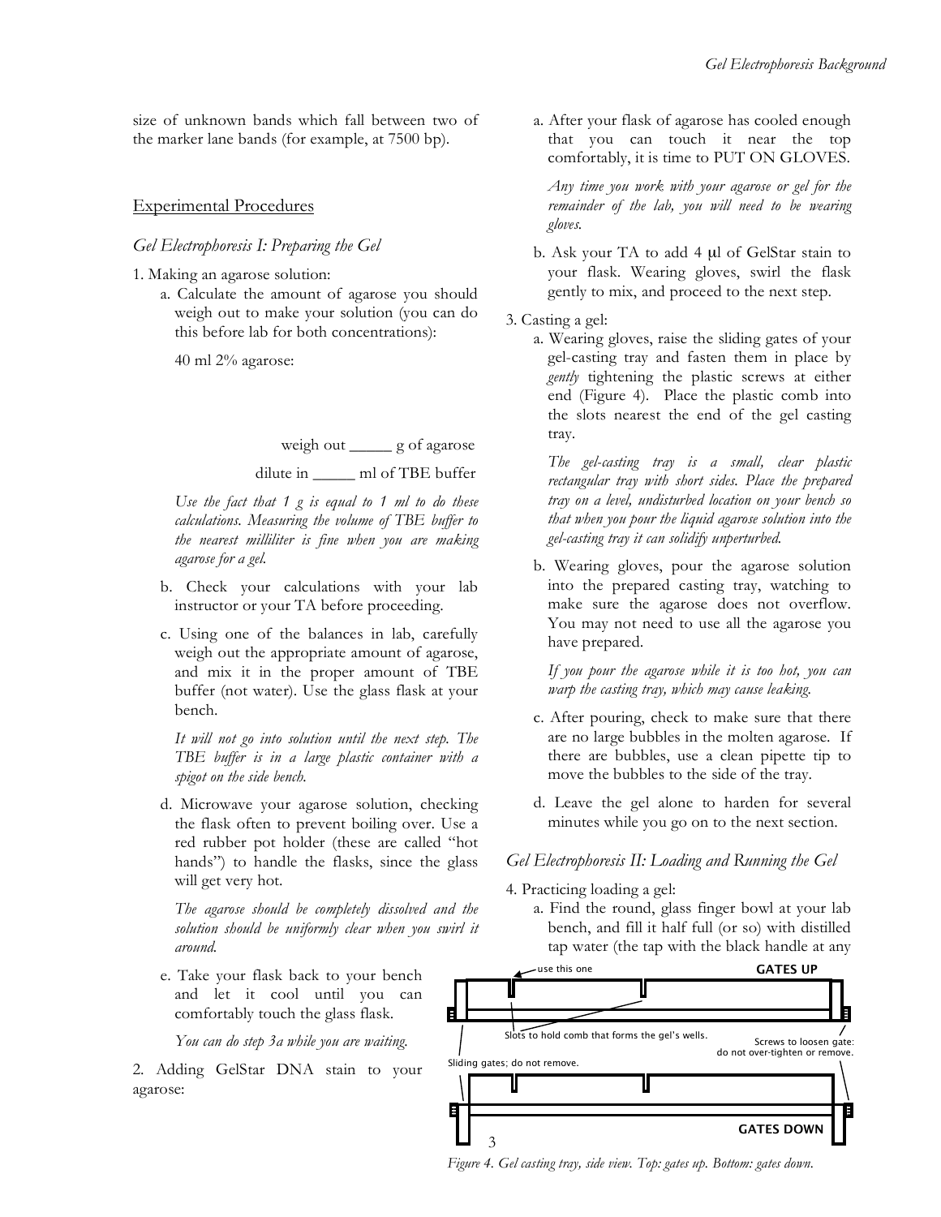size of unknown bands which fall between two of the marker lane bands (for example, at 7500 bp).

## Experimental Procedures

### *Gel Electrophoresis I: Preparing the Gel*

1. Making an agarose solution:
   a. Calculate the amount of agarose you should weigh out to make your solution (you can do this before lab for both concentrations):

      40 ml 2% agarose:

      weigh out _____ g of agarose

      dilute in _____ ml of TBE buffer

      *Use the fact that 1 g is equal to 1 ml to do these calculations. Measuring the volume of TBE buffer to the nearest milliliter is fine when you are making agarose for a gel.*

   b. Check your calculations with your lab instructor or your TA before proceeding.

   c. Using one of the balances in lab, carefully weigh out the appropriate amount of agarose, and mix it in the proper amount of TBE buffer (not water). Use the glass flask at your bench.

      *It will not go into solution until the next step. The TBE buffer is in a large plastic container with a spigot on the side bench.*

   d. Microwave your agarose solution, checking the flask often to prevent boiling over. Use a red rubber pot holder (these are called "hot hands") to handle the flasks, since the glass will get very hot.

      *The agarose should be completely dissolved and the solution should be uniformly clear when you swirl it around.*

   e. Take your flask back to your bench and let it cool until you can comfortably touch the glass flask.

      *You can do step 3a while you are waiting.*

2. Adding GelStar DNA stain to your agarose:
   a. After your flask of agarose has cooled enough that you can touch it near the top comfortably, it is time to PUT ON GLOVES.

      *Any time you work with your agarose or gel for the remainder of the lab, you will need to be wearing gloves.*

   b. Ask your TA to add 4 μl of GelStar stain to your flask. Wearing gloves, swirl the flask gently to mix, and proceed to the next step.

3. Casting a gel:
   a. Wearing gloves, raise the sliding gates of your gel-casting tray and fasten them in place by *gently* tightening the plastic screws at either end (Figure 4). Place the plastic comb into the slots nearest the end of the gel casting tray.

      *The gel-casting tray is a small, clear plastic rectangular tray with short sides. Place the prepared tray on a level, undisturbed location on your bench so that when you pour the liquid agarose solution into the gel-casting tray it can solidify unperturbed.*

   b. Wearing gloves, pour the agarose solution into the prepared casting tray, watching to make sure the agarose does not overflow. You may not need to use all the agarose you have prepared.

      *If you pour the agarose while it is too hot, you can warp the casting tray, which may cause leaking.*

   c. After pouring, check to make sure that there are no large bubbles in the molten agarose. If there are bubbles, use a clean pipette tip to move the bubbles to the side of the tray.

   d. Leave the gel alone to harden for several minutes while you go on to the next section.

### *Gel Electrophoresis II: Loading and Running the Gel*

4. Practicing loading a gel:
   a. Find the round, glass finger bowl at your lab bench, and fill it half full (or so) with distilled tap water (the tap with the black handle at any

use this one

GATES UP

Slots to hold comb that forms the gel's wells.

Screws to loosen gate: do not over-tighten or remove.

Sliding gates; do not remove.

GATES DOWN

*Figure 4. Gel casting tray, side view. Top: gates up. Bottom: gates down.*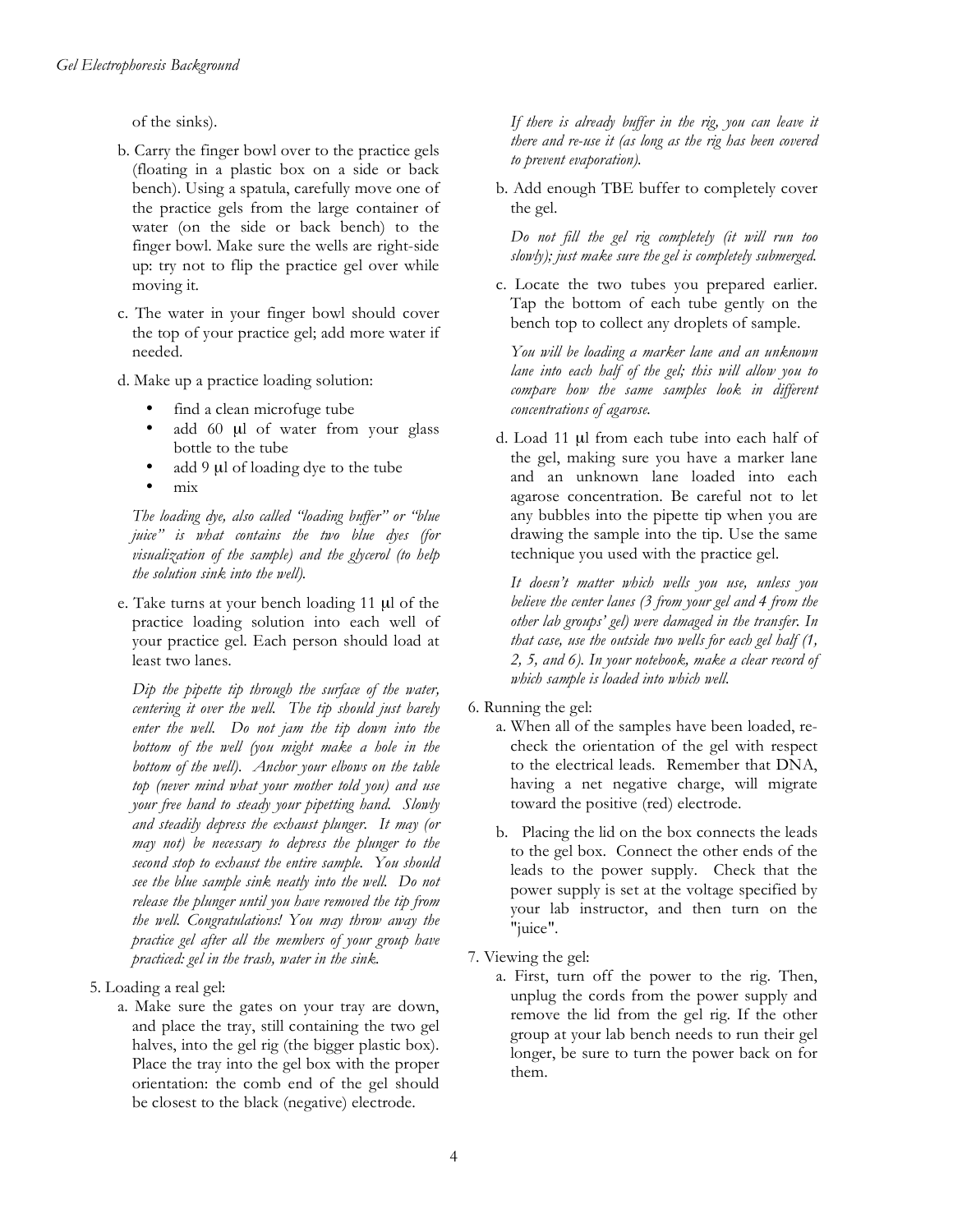of the sinks).

b. Carry the finger bowl over to the practice gels (floating in a plastic box on a side or back bench). Using a spatula, carefully move one of the practice gels from the large container of water (on the side or back bench) to the finger bowl. Make sure the wells are right-side up: try not to flip the practice gel over while moving it.

c. The water in your finger bowl should cover the top of your practice gel; add more water if needed.

d. Make up a practice loading solution:

- find a clean microfuge tube
- add 60 μl of water from your glass bottle to the tube
- add 9 μl of loading dye to the tube
- mix

*The loading dye, also called "loading buffer" or "blue juice" is what contains the two blue dyes (for visualization of the sample) and the glycerol (to help the solution sink into the well).*

e. Take turns at your bench loading 11 μl of the practice loading solution into each well of your practice gel. Each person should load at least two lanes.

*Dip the pipette tip through the surface of the water, centering it over the well. The tip should just barely enter the well. Do not jam the tip down into the bottom of the well (you might make a hole in the bottom of the well). Anchor your elbows on the table top (never mind what your mother told you) and use your free hand to steady your pipetting hand. Slowly and steadily depress the exhaust plunger. It may (or may not) be necessary to depress the plunger to the second stop to exhaust the entire sample. You should see the blue sample sink neatly into the well. Do not release the plunger until you have removed the tip from the well. Congratulations! You may throw away the practice gel after all the members of your group have practiced: gel in the trash, water in the sink.*

5. Loading a real gel:

a. Make sure the gates on your tray are down, and place the tray, still containing the two gel halves, into the gel rig (the bigger plastic box). Place the tray into the gel box with the proper orientation: the comb end of the gel should be closest to the black (negative) electrode.

*If there is already buffer in the rig, you can leave it there and re-use it (as long as the rig has been covered to prevent evaporation).*

b. Add enough TBE buffer to completely cover the gel.

*Do not fill the gel rig completely (it will run too slowly); just make sure the gel is completely submerged.*

c. Locate the two tubes you prepared earlier. Tap the bottom of each tube gently on the bench top to collect any droplets of sample.

*You will be loading a marker lane and an unknown lane into each half of the gel; this will allow you to compare how the same samples look in different concentrations of agarose.*

d. Load 11 μl from each tube into each half of the gel, making sure you have a marker lane and an unknown lane loaded into each agarose concentration. Be careful not to let any bubbles into the pipette tip when you are drawing the sample into the tip. Use the same technique you used with the practice gel.

*It doesn't matter which wells you use, unless you believe the center lanes (3 from your gel and 4 from the other lab groups' gel) were damaged in the transfer. In that case, use the outside two wells for each gel half (1, 2, 5, and 6). In your notebook, make a clear record of which sample is loaded into which well.*

6. Running the gel:

a. When all of the samples have been loaded, re-check the orientation of the gel with respect to the electrical leads. Remember that DNA, having a net negative charge, will migrate toward the positive (red) electrode.

b. Placing the lid on the box connects the leads to the gel box. Connect the other ends of the leads to the power supply. Check that the power supply is set at the voltage specified by your lab instructor, and then turn on the "juice".

7. Viewing the gel:

a. First, turn off the power to the rig. Then, unplug the cords from the power supply and remove the lid from the gel rig. If the other group at your lab bench needs to run their gel longer, be sure to turn the power back on for them.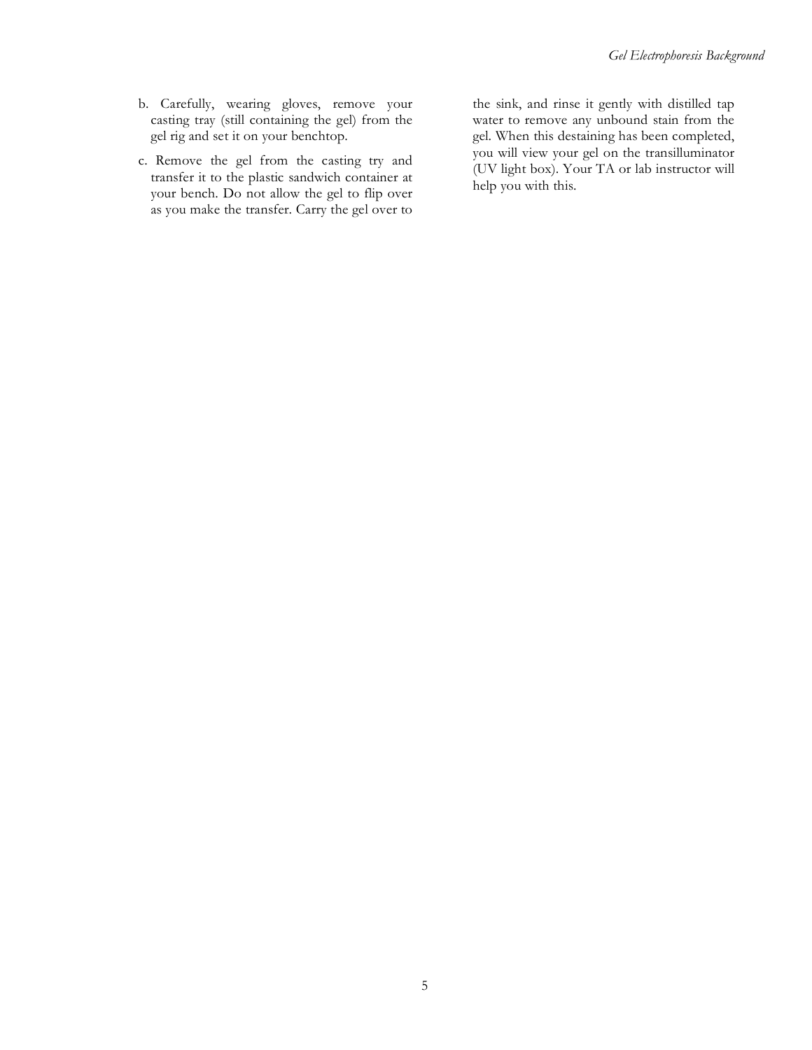b. Carefully, wearing gloves, remove your casting tray (still containing the gel) from the gel rig and set it on your benchtop.

c. Remove the gel from the casting try and transfer it to the plastic sandwich container at your bench. Do not allow the gel to flip over as you make the transfer. Carry the gel over to the sink, and rinse it gently with distilled tap water to remove any unbound stain from the gel. When this destaining has been completed, you will view your gel on the transilluminator (UV light box). Your TA or lab instructor will help you with this.